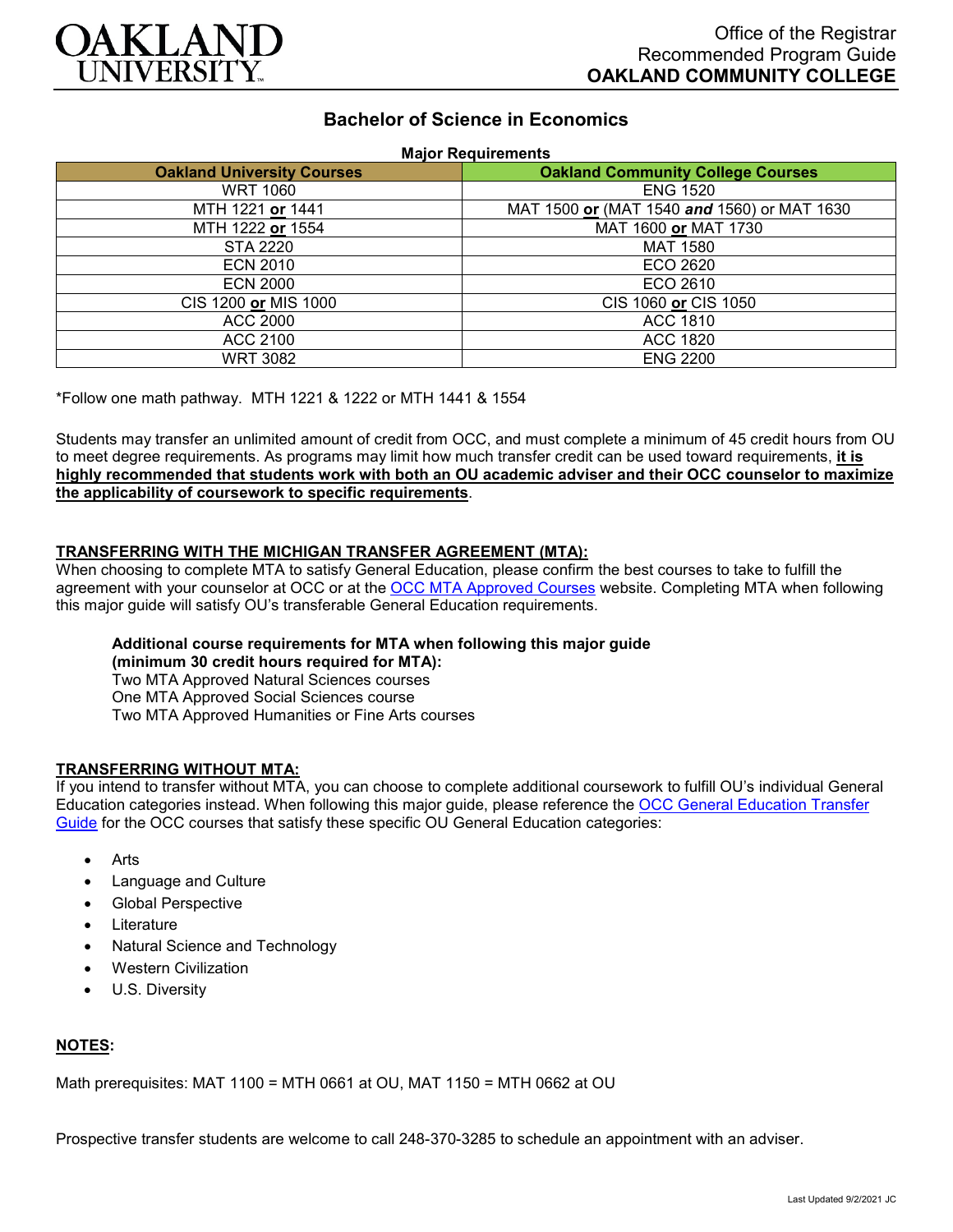OAKLAND UNIVERSITY

Office of the Registrar
Recommended Program Guide
**OAKLAND COMMUNITY COLLEGE**

# Bachelor of Science in Economics

**Major Requirements**

| Oakland University Courses | Oakland Community College Courses |
|---|---|
| WRT 1060 | ENG 1520 |
| MTH 1221 **or** 1441 | MAT 1500 **or** (MAT 1540 ***and*** 1560) or MAT 1630 |
| MTH 1222 **or** 1554 | MAT 1600 **or** MAT 1730 |
| STA 2220 | MAT 1580 |
| ECN 2010 | ECO 2620 |
| ECN 2000 | ECO 2610 |
| CIS 1200 **or** MIS 1000 | CIS 1060 **or** CIS 1050 |
| ACC 2000 | ACC 1810 |
| ACC 2100 | ACC 1820 |
| WRT 3082 | ENG 2200 |

*Follow one math pathway. MTH 1221 & 1222 or MTH 1441 & 1554

Students may transfer an unlimited amount of credit from OCC, and must complete a minimum of 45 credit hours from OU to meet degree requirements. As programs may limit how much transfer credit can be used toward requirements, **it is highly recommended that students work with both an OU academic adviser and their OCC counselor to maximize the applicability of coursework to specific requirements**.

## TRANSFERRING WITH THE MICHIGAN TRANSFER AGREEMENT (MTA):

When choosing to complete MTA to satisfy General Education, please confirm the best courses to take to fulfill the agreement with your counselor at OCC or at the OCC MTA Approved Courses website. Completing MTA when following this major guide will satisfy OU's transferable General Education requirements.

**Additional course requirements for MTA when following this major guide (minimum 30 credit hours required for MTA):**
Two MTA Approved Natural Sciences courses
One MTA Approved Social Sciences course
Two MTA Approved Humanities or Fine Arts courses

## TRANSFERRING WITHOUT MTA:

If you intend to transfer without MTA, you can choose to complete additional coursework to fulfill OU's individual General Education categories instead. When following this major guide, please reference the OCC General Education Transfer Guide for the OCC courses that satisfy these specific OU General Education categories:

- Arts
- Language and Culture
- Global Perspective
- Literature
- Natural Science and Technology
- Western Civilization
- U.S. Diversity

## NOTES:

Math prerequisites: MAT 1100 = MTH 0661 at OU, MAT 1150 = MTH 0662 at OU

Prospective transfer students are welcome to call 248-370-3285 to schedule an appointment with an adviser.

Last Updated 9/2/2021 JC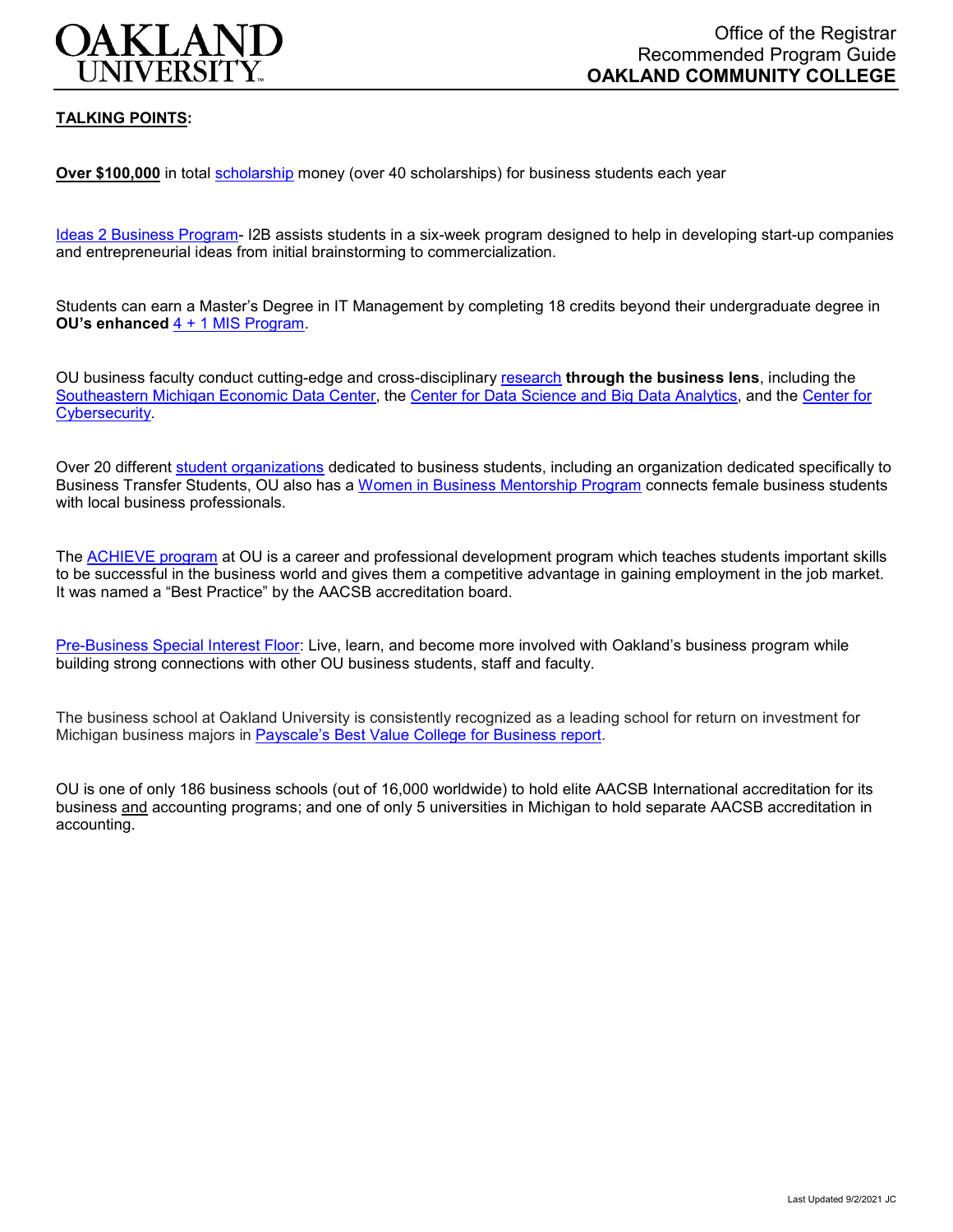**TALKING POINTS:**

**Over $100,000** in total scholarship money (over 40 scholarships) for business students each year

Ideas 2 Business Program- I2B assists students in a six-week program designed to help in developing start-up companies and entrepreneurial ideas from initial brainstorming to commercialization.

Students can earn a Master's Degree in IT Management by completing 18 credits beyond their undergraduate degree in **OU's enhanced** 4 + 1 MIS Program.

OU business faculty conduct cutting-edge and cross-disciplinary research **through the business lens**, including the Southeastern Michigan Economic Data Center, the Center for Data Science and Big Data Analytics, and the Center for Cybersecurity.

Over 20 different student organizations dedicated to business students, including an organization dedicated specifically to Business Transfer Students, OU also has a Women in Business Mentorship Program connects female business students with local business professionals.

The ACHIEVE program at OU is a career and professional development program which teaches students important skills to be successful in the business world and gives them a competitive advantage in gaining employment in the job market. It was named a "Best Practice" by the AACSB accreditation board.

Pre-Business Special Interest Floor: Live, learn, and become more involved with Oakland's business program while building strong connections with other OU business students, staff and faculty.

The business school at Oakland University is consistently recognized as a leading school for return on investment for Michigan business majors in Payscale's Best Value College for Business report.

OU is one of only 186 business schools (out of 16,000 worldwide) to hold elite AACSB International accreditation for its business and accounting programs; and one of only 5 universities in Michigan to hold separate AACSB accreditation in accounting.

Last Updated 9/2/2021 JC